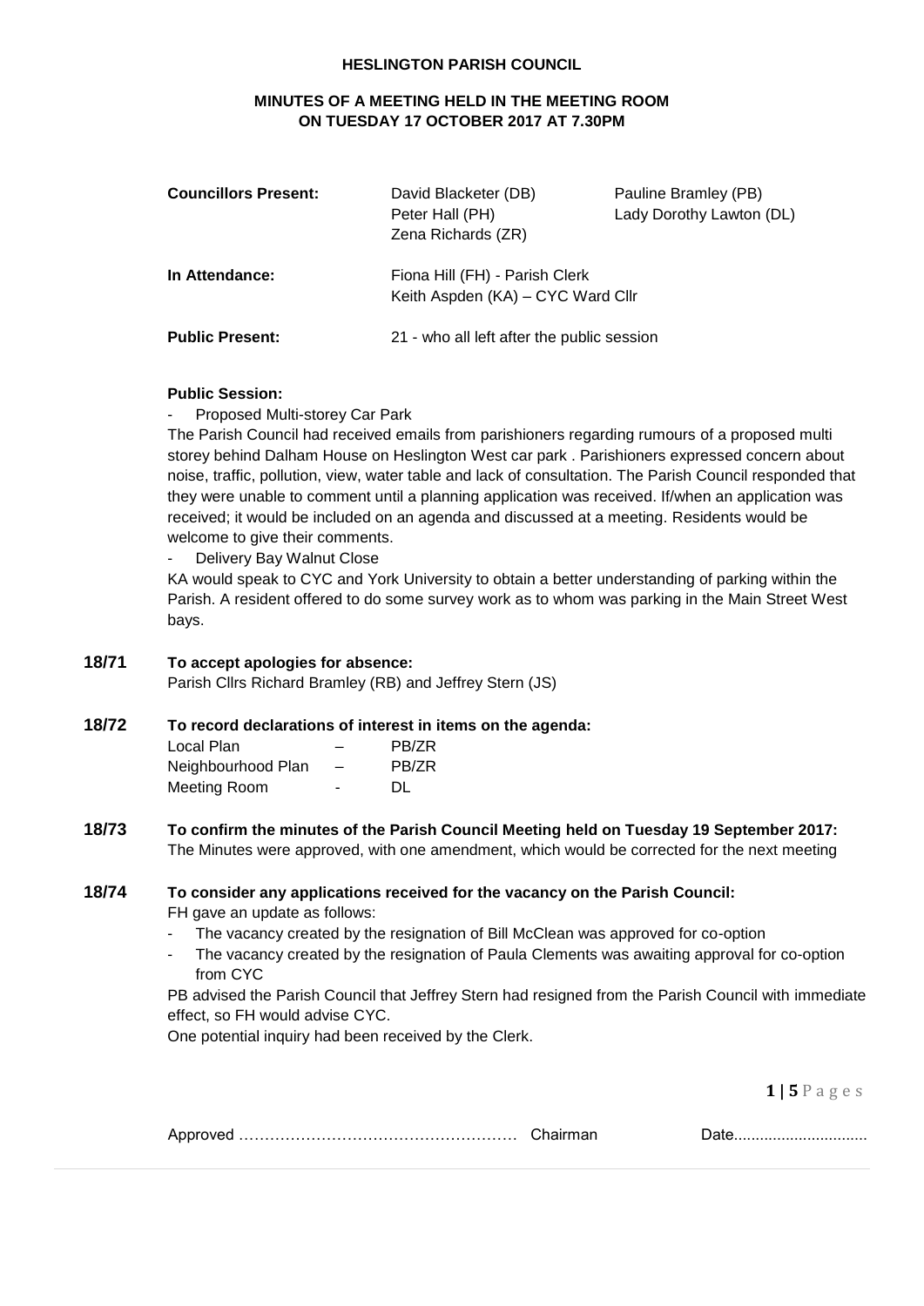# HESLINGTON PARISH COUNCIL

## MINUTES OF A MEETING HELD IN THE MEETING ROOM ON TUESDAY 17 OCTOBER 2017 AT 7.30PM

| **Councillors Present:** | David Blacketer (DB) | Pauline Bramley (PB) |
|---|---|---|
| | Peter Hall (PH) | Lady Dorothy Lawton (DL) |
| | Zena Richards (ZR) | |
| **In Attendance:** | Fiona Hill (FH) - Parish Clerk | |
| | Keith Aspden (KA) – CYC Ward Cllr | |
| **Public Present:** | 21 - who all left after the public session | |

**Public Session:**

- Proposed Multi-storey Car Park

The Parish Council had received emails from parishioners regarding rumours of a proposed multi storey behind Dalham House on Heslington West car park . Parishioners expressed concern about noise, traffic, pollution, view, water table and lack of consultation. The Parish Council responded that they were unable to comment until a planning application was received. If/when an application was received; it would be included on an agenda and discussed at a meeting. Residents would be welcome to give their comments.

- Delivery Bay Walnut Close

KA would speak to CYC and York University to obtain a better understanding of parking within the Parish. A resident offered to do some survey work as to whom was parking in the Main Street West bays.

**18/71 To accept apologies for absence:**

Parish Cllrs Richard Bramley (RB) and Jeffrey Stern (JS)

**18/72 To record declarations of interest in items on the agenda:**

| | | |
|---|---|---|
| Local Plan | – | PB/ZR |
| Neighbourhood Plan | – | PB/ZR |
| Meeting Room | - | DL |

**18/73 To confirm the minutes of the Parish Council Meeting held on Tuesday 19 September 2017:**

The Minutes were approved, with one amendment, which would be corrected for the next meeting

**18/74 To consider any applications received for the vacancy on the Parish Council:**

FH gave an update as follows:

- The vacancy created by the resignation of Bill McClean was approved for co-option
- The vacancy created by the resignation of Paula Clements was awaiting approval for co-option from CYC

PB advised the Parish Council that Jeffrey Stern had resigned from the Parish Council with immediate effect, so FH would advise CYC.

One potential inquiry had been received by the Clerk.

Approved …………………………………………… Chairman Date..............................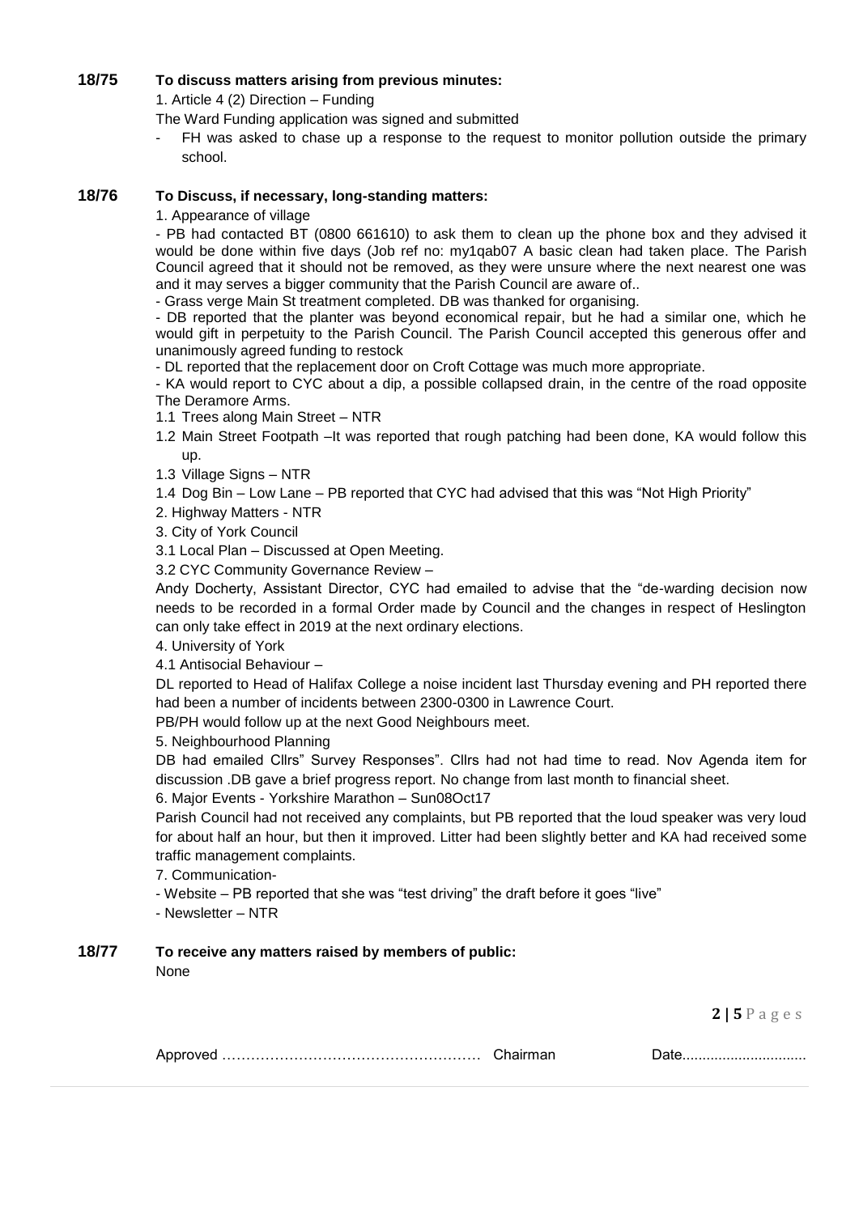**18/75 To discuss matters arising from previous minutes:**

1. Article 4 (2) Direction – Funding

The Ward Funding application was signed and submitted

- FH was asked to chase up a response to the request to monitor pollution outside the primary school.

**18/76 To Discuss, if necessary, long-standing matters:**

1. Appearance of village

- PB had contacted BT (0800 661610) to ask them to clean up the phone box and they advised it would be done within five days (Job ref no: my1qab07 A basic clean had taken place. The Parish Council agreed that it should not be removed, as they were unsure where the next nearest one was and it may serves a bigger community that the Parish Council are aware of..
- Grass verge Main St treatment completed. DB was thanked for organising.
- DB reported that the planter was beyond economical repair, but he had a similar one, which he would gift in perpetuity to the Parish Council. The Parish Council accepted this generous offer and unanimously agreed funding to restock
- DL reported that the replacement door on Croft Cottage was much more appropriate.
- KA would report to CYC about a dip, a possible collapsed drain, in the centre of the road opposite The Deramore Arms.

1.1 Trees along Main Street – NTR

1.2 Main Street Footpath –It was reported that rough patching had been done, KA would follow this up.

1.3 Village Signs – NTR

1.4 Dog Bin – Low Lane – PB reported that CYC had advised that this was "Not High Priority"

2. Highway Matters - NTR

3. City of York Council

3.1 Local Plan – Discussed at Open Meeting.

3.2 CYC Community Governance Review –

Andy Docherty, Assistant Director, CYC had emailed to advise that the "de-warding decision now needs to be recorded in a formal Order made by Council and the changes in respect of Heslington can only take effect in 2019 at the next ordinary elections.

4. University of York

4.1 Antisocial Behaviour –

DL reported to Head of Halifax College a noise incident last Thursday evening and PH reported there had been a number of incidents between 2300-0300 in Lawrence Court.

PB/PH would follow up at the next Good Neighbours meet.

5. Neighbourhood Planning

DB had emailed Cllrs" Survey Responses". Cllrs had not had time to read. Nov Agenda item for discussion .DB gave a brief progress report. No change from last month to financial sheet.

6. Major Events - Yorkshire Marathon – Sun08Oct17

Parish Council had not received any complaints, but PB reported that the loud speaker was very loud for about half an hour, but then it improved. Litter had been slightly better and KA had received some traffic management complaints.

7. Communication-

- Website – PB reported that she was "test driving" the draft before it goes "live"
- Newsletter – NTR

**18/77 To receive any matters raised by members of public:**

None

Approved …………………………………………… Chairman Date...............................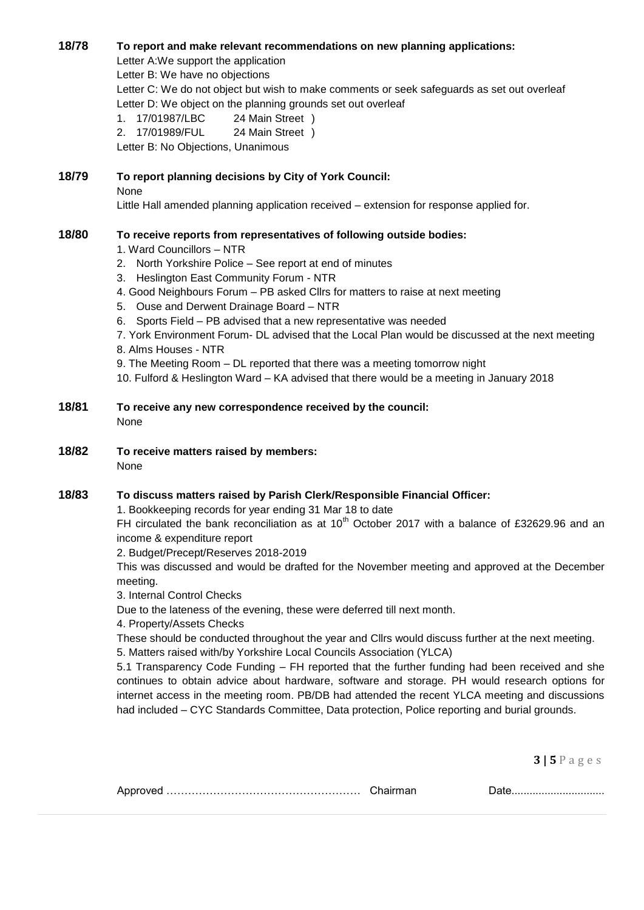**18/78 To report and make relevant recommendations on new planning applications:**

Letter A:We support the application

Letter B: We have no objections

Letter C: We do not object but wish to make comments or seek safeguards as set out overleaf

Letter D: We object on the planning grounds set out overleaf

1. 17/01987/LBC 24 Main Street )
2. 17/01989/FUL 24 Main Street )

Letter B: No Objections, Unanimous

**18/79 To report planning decisions by City of York Council:**

None

Little Hall amended planning application received – extension for response applied for.

**18/80 To receive reports from representatives of following outside bodies:**

1. Ward Councillors – NTR
2. North Yorkshire Police – See report at end of minutes
3. Heslington East Community Forum - NTR
4. Good Neighbours Forum – PB asked Cllrs for matters to raise at next meeting
5. Ouse and Derwent Drainage Board – NTR
6. Sports Field – PB advised that a new representative was needed
7. York Environment Forum- DL advised that the Local Plan would be discussed at the next meeting
8. Alms Houses - NTR
9. The Meeting Room – DL reported that there was a meeting tomorrow night
10. Fulford & Heslington Ward – KA advised that there would be a meeting in January 2018

**18/81 To receive any new correspondence received by the council:**

None

**18/82 To receive matters raised by members:**

None

**18/83 To discuss matters raised by Parish Clerk/Responsible Financial Officer:**

1. Bookkeeping records for year ending 31 Mar 18 to date

FH circulated the bank reconciliation as at 10th October 2017 with a balance of £32629.96 and an income & expenditure report

2. Budget/Precept/Reserves 2018-2019

This was discussed and would be drafted for the November meeting and approved at the December meeting.

3. Internal Control Checks

Due to the lateness of the evening, these were deferred till next month.

4. Property/Assets Checks

These should be conducted throughout the year and Cllrs would discuss further at the next meeting.

5. Matters raised with/by Yorkshire Local Councils Association (YLCA)

5.1 Transparency Code Funding – FH reported that the further funding had been received and she continues to obtain advice about hardware, software and storage. PH would research options for internet access in the meeting room. PB/DB had attended the recent YLCA meeting and discussions had included – CYC Standards Committee, Data protection, Police reporting and burial grounds.

Approved …………………………………………… Chairman Date..............................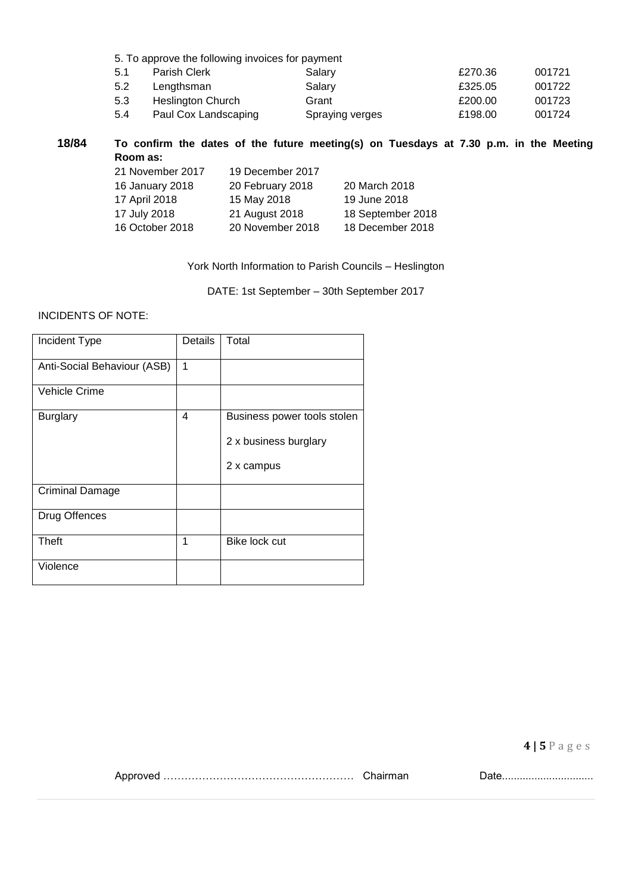5. To approve the following invoices for payment

| | | | | |
|---|---|---|---|---|
| 5.1 | Parish Clerk | Salary | £270.36 | 001721 |
| 5.2 | Lengthsman | Salary | £325.05 | 001722 |
| 5.3 | Heslington Church | Grant | £200.00 | 001723 |
| 5.4 | Paul Cox Landscaping | Spraying verges | £198.00 | 001724 |

**18/84 To confirm the dates of the future meeting(s) on Tuesdays at 7.30 p.m. in the Meeting Room as:**

| | | |
|---|---|---|
| 21 November 2017 | 19 December 2017 | |
| 16 January 2018 | 20 February 2018 | 20 March 2018 |
| 17 April 2018 | 15 May 2018 | 19 June 2018 |
| 17 July 2018 | 21 August 2018 | 18 September 2018 |
| 16 October 2018 | 20 November 2018 | 18 December 2018 |

York North Information to Parish Councils – Heslington

DATE: 1st September – 30th September 2017

INCIDENTS OF NOTE:

| Incident Type | Details | Total |
|---|---|---|
| Anti-Social Behaviour (ASB) | 1 | |
| Vehicle Crime | | |
| Burglary | 4 | Business power tools stolen<br>2 x business burglary<br>2 x campus |
| Criminal Damage | | |
| Drug Offences | | |
| Theft | 1 | Bike lock cut |
| Violence | | |

Approved …………………………………………… Chairman Date..............................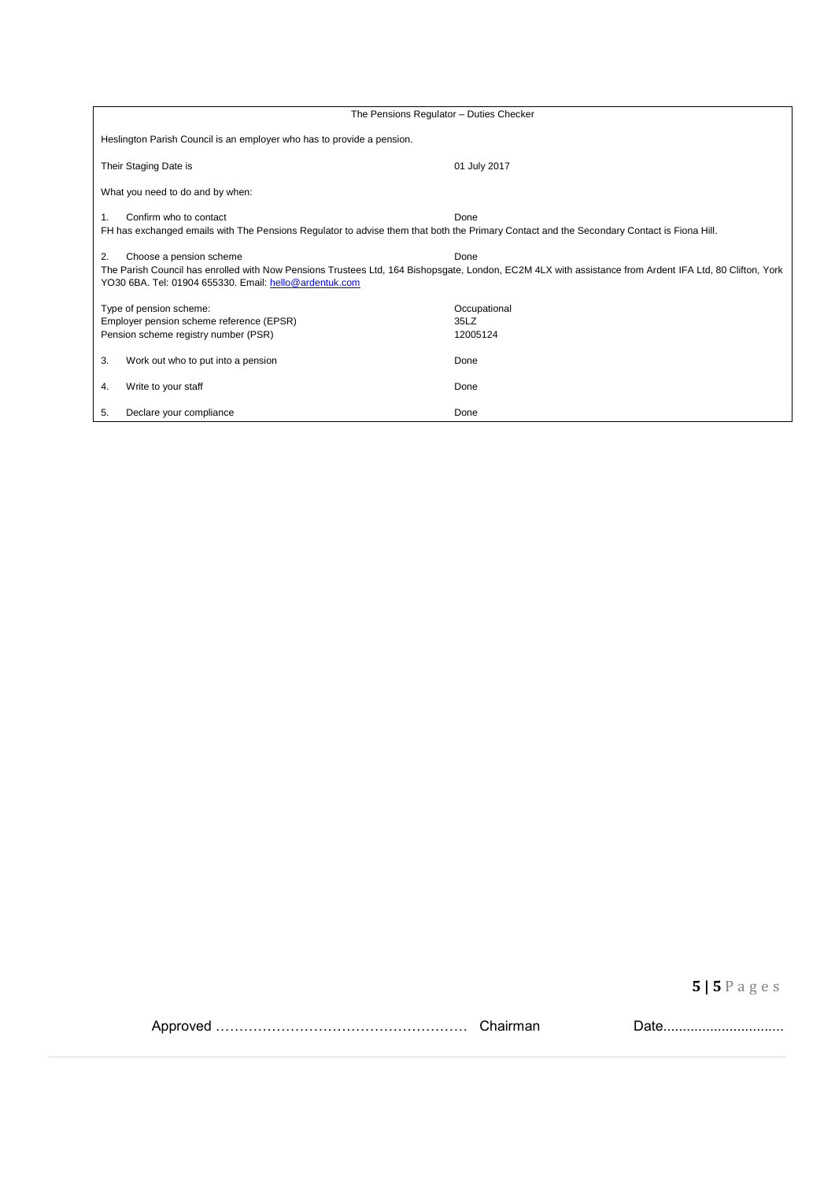The Pensions Regulator – Duties Checker

Heslington Parish Council is an employer who has to provide a pension.

| | |
|---|---|
| Their Staging Date is | 01 July 2017 |

What you need to do and by when:

| | |
|---|---|
| 1. Confirm who to contact | Done |

FH has exchanged emails with The Pensions Regulator to advise them that both the Primary Contact and the Secondary Contact is Fiona Hill.

| | |
|---|---|
| 2. Choose a pension scheme | Done |

The Parish Council has enrolled with Now Pensions Trustees Ltd, 164 Bishopsgate, London, EC2M 4LX with assistance from Ardent IFA Ltd, 80 Clifton, York YO30 6BA. Tel: 01904 655330. Email: hello@ardentuk.com

| | |
|---|---|
| Type of pension scheme: | Occupational |
| Employer pension scheme reference (EPSR) | 35LZ |
| Pension scheme registry number (PSR) | 12005124 |
| 3. Work out who to put into a pension | Done |
| 4. Write to your staff | Done |
| 5. Declare your compliance | Done |

Approved ……………………………………………… Chairman Date...............................